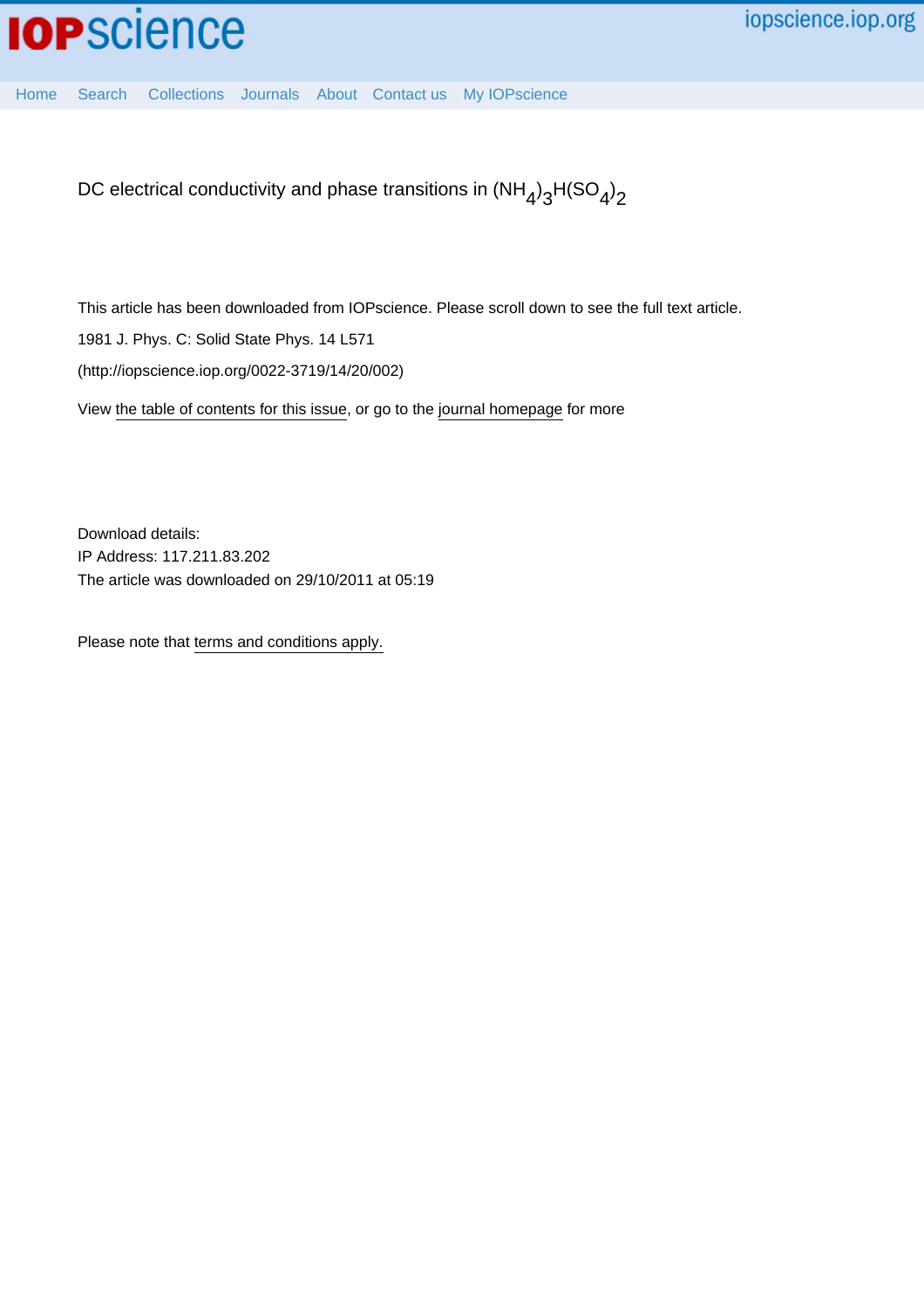iopscience.iop.org

Home Search Collections Journals About Contact us My IOPscience

# DC electrical conductivity and phase transitions in $(NH_4)_3H(SO_4)_2$

This article has been downloaded from IOPscience. Please scroll down to see the full text article.

1981 J. Phys. C: Solid State Phys. 14 L571

(http://iopscience.iop.org/0022-3719/14/20/002)

View the table of contents for this issue, or go to the journal homepage for more

Download details:
IP Address: 117.211.83.202
The article was downloaded on 29/10/2011 at 05:19

Please note that terms and conditions apply.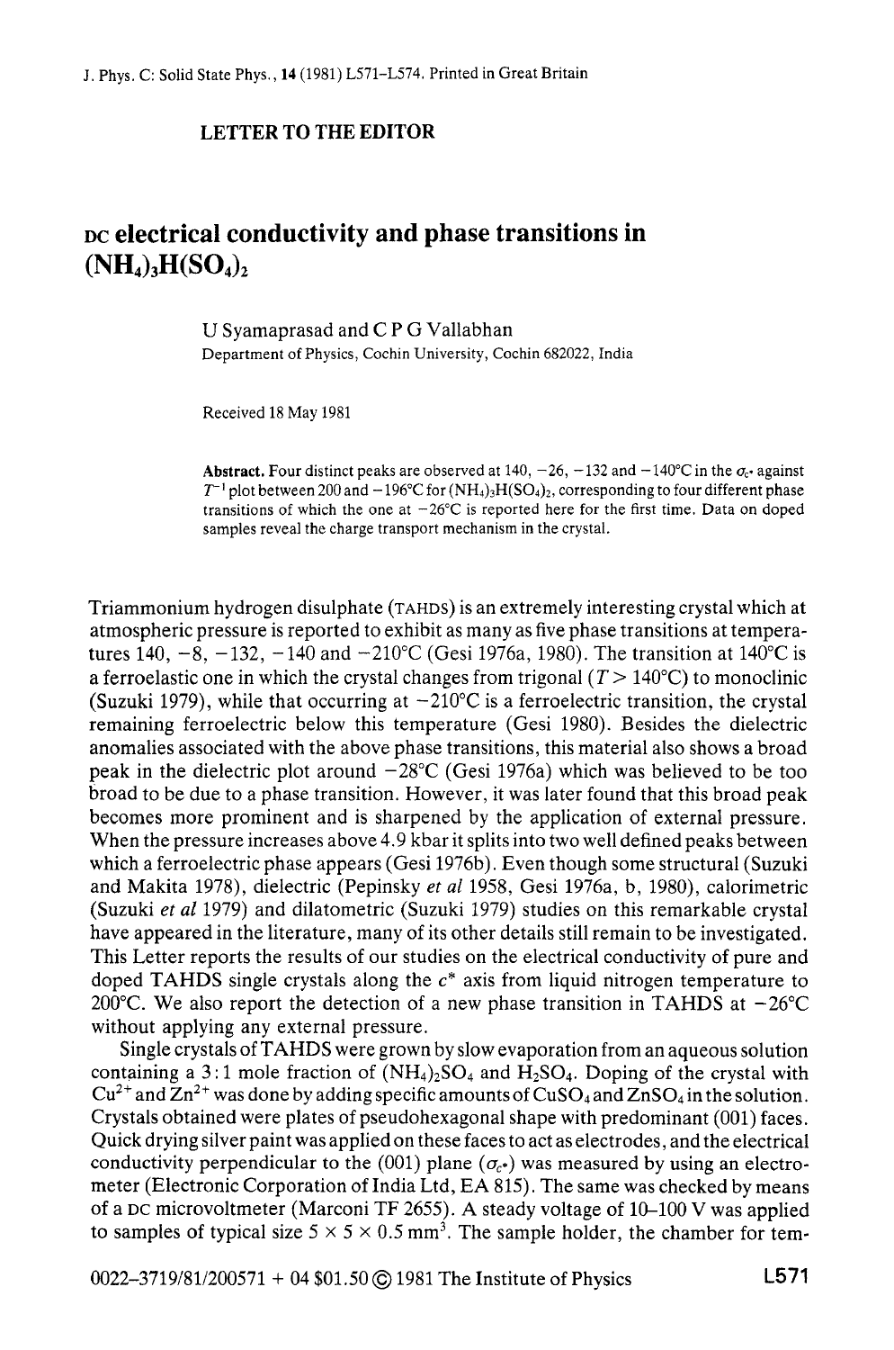LETTER TO THE EDITOR

# DC electrical conductivity and phase transitions in $(NH_4)_3H(SO_4)_2$

U Syamaprasad and C P G Vallabhan

Department of Physics, Cochin University, Cochin 682022, India

Received 18 May 1981

**Abstract.** Four distinct peaks are observed at 140, −26, −132 and −140°C in the $\sigma_{c^*}$ against $T^{-1}$ plot between 200 and −196°C for $(NH_4)_3H(SO_4)_2$, corresponding to four different phase transitions of which the one at −26°C is reported here for the first time. Data on doped samples reveal the charge transport mechanism in the crystal.

Triammonium hydrogen disulphate (TAHDS) is an extremely interesting crystal which at atmospheric pressure is reported to exhibit as many as five phase transitions at temperatures 140, −8, −132, −140 and −210°C (Gesi 1976a, 1980). The transition at 140°C is a ferroelastic one in which the crystal changes from trigonal ($T > 140$°C) to monoclinic (Suzuki 1979), while that occurring at −210°C is a ferroelectric transition, the crystal remaining ferroelectric below this temperature (Gesi 1980). Besides the dielectric anomalies associated with the above phase transitions, this material also shows a broad peak in the dielectric plot around −28°C (Gesi 1976a) which was believed to be too broad to be due to a phase transition. However, it was later found that this broad peak becomes more prominent and is sharpened by the application of external pressure. When the pressure increases above 4.9 kbar it splits into two well defined peaks between which a ferroelectric phase appears (Gesi 1976b). Even though some structural (Suzuki and Makita 1978), dielectric (Pepinsky *et al* 1958, Gesi 1976a, b, 1980), calorimetric (Suzuki *et al* 1979) and dilatometric (Suzuki 1979) studies on this remarkable crystal have appeared in the literature, many of its other details still remain to be investigated. This Letter reports the results of our studies on the electrical conductivity of pure and doped TAHDS single crystals along the $c^*$ axis from liquid nitrogen temperature to 200°C. We also report the detection of a new phase transition in TAHDS at −26°C without applying any external pressure.

Single crystals of TAHDS were grown by slow evaporation from an aqueous solution containing a 3:1 mole fraction of $(NH_4)_2SO_4$ and $H_2SO_4$. Doping of the crystal with $Cu^{2+}$ and $Zn^{2+}$ was done by adding specific amounts of $CuSO_4$ and $ZnSO_4$ in the solution. Crystals obtained were plates of pseudohexagonal shape with predominant (001) faces. Quick drying silver paint was applied on these faces to act as electrodes, and the electrical conductivity perpendicular to the (001) plane ($\sigma_{c^*}$) was measured by using an electrometer (Electronic Corporation of India Ltd, EA 815). The same was checked by means of a DC microvoltmeter (Marconi TF 2655). A steady voltage of 10–100 V was applied to samples of typical size $5 \times 5 \times 0.5$ mm$^3$. The sample holder, the chamber for tem-

0022-3719/81/200571 + 04 $01.50 © 1981 The Institute of Physics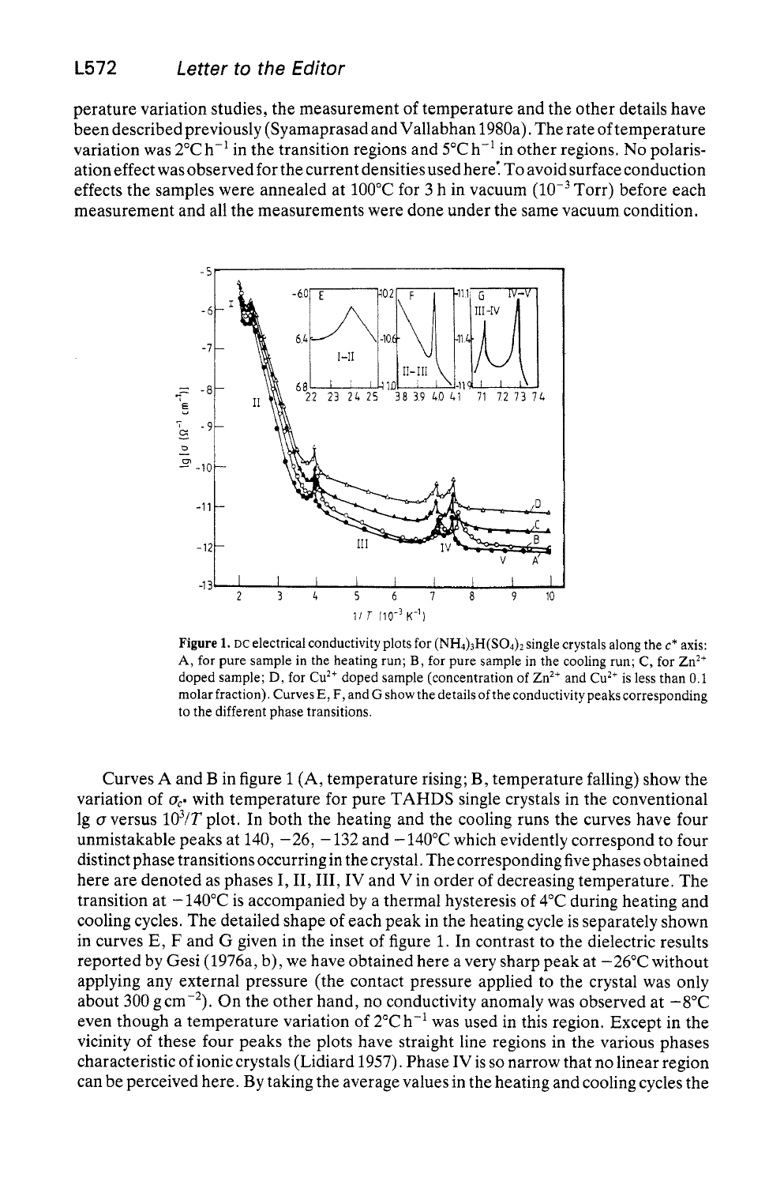perature variation studies, the measurement of temperature and the other details have been described previously (Syamaprasad and Vallabhan 1980a). The rate of temperature variation was 2°C h$^{-1}$ in the transition regions and 5°C h$^{-1}$ in other regions. No polarisation effect was observed for the current densities used here. To avoid surface conduction effects the samples were annealed at 100°C for 3 h in vacuum ($10^{-3}$ Torr) before each measurement and all the measurements were done under the same vacuum condition.

**Figure 1.** DC electrical conductivity plots for $(NH_4)_3H(SO_4)_2$ single crystals along the $c^*$ axis: A, for pure sample in the heating run; B, for pure sample in the cooling run; C, for $Zn^{2+}$ doped sample; D, for $Cu^{2+}$ doped sample (concentration of $Zn^{2+}$ and $Cu^{2+}$ is less than 0.1 molar fraction). Curves E, F, and G show the details of the conductivity peaks corresponding to the different phase transitions.

Curves A and B in figure 1 (A, temperature rising; B, temperature falling) show the variation of $\sigma_{c^*}$ with temperature for pure TAHDS single crystals in the conventional lg $\sigma$ versus $10^3/T$ plot. In both the heating and the cooling runs the curves have four unmistakable peaks at 140, −26, −132 and −140°C which evidently correspond to four distinct phase transitions occurring in the crystal. The corresponding five phases obtained here are denoted as phases I, II, III, IV and V in order of decreasing temperature. The transition at −140°C is accompanied by a thermal hysteresis of 4°C during heating and cooling cycles. The detailed shape of each peak in the heating cycle is separately shown in curves E, F and G given in the inset of figure 1. In contrast to the dielectric results reported by Gesi (1976a, b), we have obtained here a very sharp peak at −26°C without applying any external pressure (the contact pressure applied to the crystal was only about 300 g cm$^{-2}$). On the other hand, no conductivity anomaly was observed at −8°C even though a temperature variation of 2°C h$^{-1}$ was used in this region. Except in the vicinity of these four peaks the plots have straight line regions in the various phases characteristic of ionic crystals (Lidiard 1957). Phase IV is so narrow that no linear region can be perceived here. By taking the average values in the heating and cooling cycles the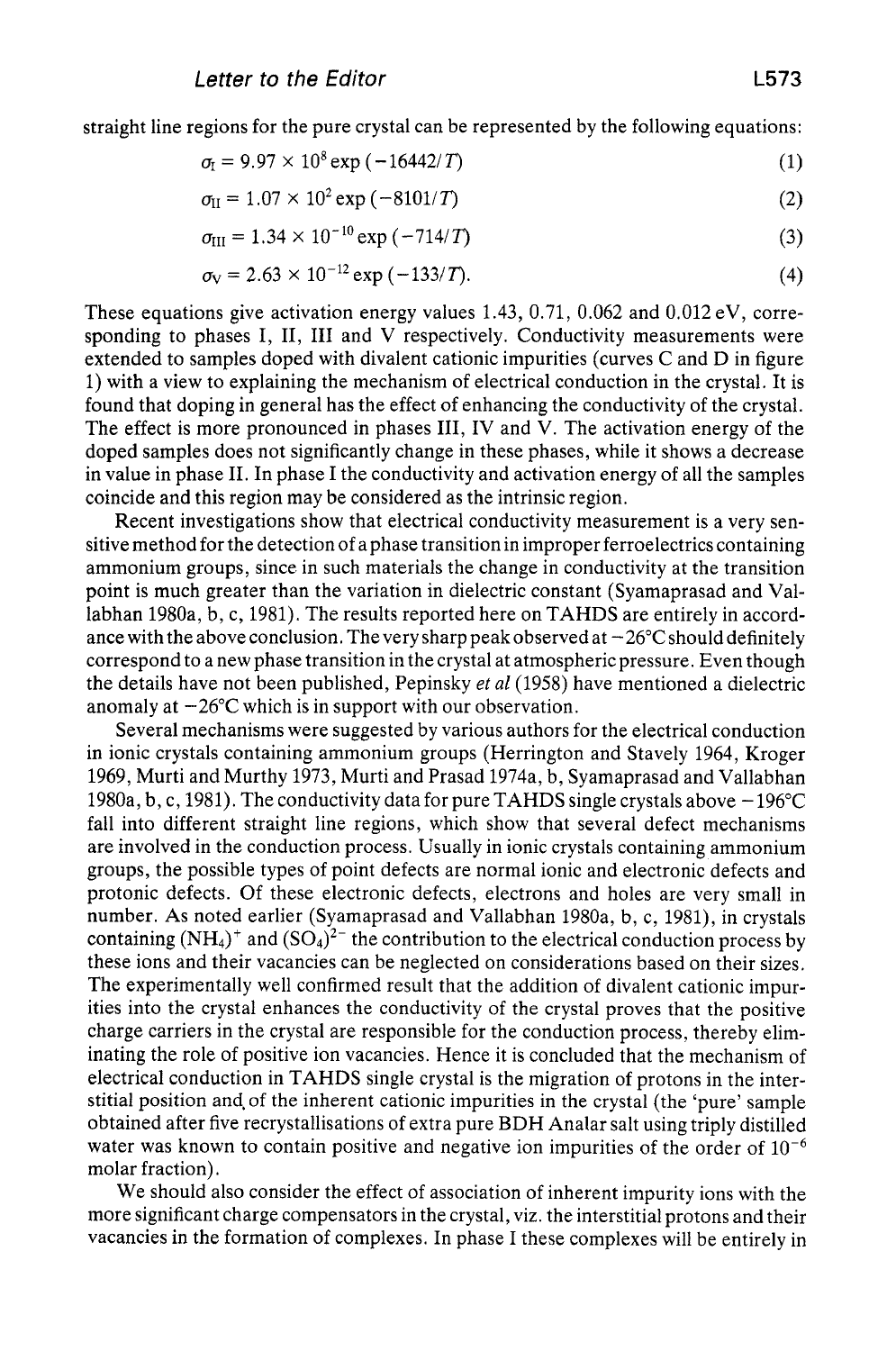straight line regions for the pure crystal can be represented by the following equations:

$$\sigma_{\mathrm{I}} = 9.97 \times 10^{8} \exp(-16442/T) \tag{1}$$

$$\sigma_{\mathrm{II}} = 1.07 \times 10^{2} \exp(-8101/T) \tag{2}$$

$$\sigma_{\mathrm{III}} = 1.34 \times 10^{-10} \exp(-714/T) \tag{3}$$

$$\sigma_{\mathrm{V}} = 2.63 \times 10^{-12} \exp(-133/T). \tag{4}$$

These equations give activation energy values 1.43, 0.71, 0.062 and 0.012 eV, corresponding to phases I, II, III and V respectively. Conductivity measurements were extended to samples doped with divalent cationic impurities (curves C and D in figure 1) with a view to explaining the mechanism of electrical conduction in the crystal. It is found that doping in general has the effect of enhancing the conductivity of the crystal. The effect is more pronounced in phases III, IV and V. The activation energy of the doped samples does not significantly change in these phases, while it shows a decrease in value in phase II. In phase I the conductivity and activation energy of all the samples coincide and this region may be considered as the intrinsic region.

Recent investigations show that electrical conductivity measurement is a very sensitive method for the detection of a phase transition in improper ferroelectrics containing ammonium groups, since in such materials the change in conductivity at the transition point is much greater than the variation in dielectric constant (Syamaprasad and Vallabhan 1980a, b, c, 1981). The results reported here on TAHDS are entirely in accordance with the above conclusion. The very sharp peak observed at −26°C should definitely correspond to a new phase transition in the crystal at atmospheric pressure. Even though the details have not been published, Pepinsky *et al* (1958) have mentioned a dielectric anomaly at −26°C which is in support with our observation.

Several mechanisms were suggested by various authors for the electrical conduction in ionic crystals containing ammonium groups (Herrington and Stavely 1964, Kroger 1969, Murti and Murthy 1973, Murti and Prasad 1974a, b, Syamaprasad and Vallabhan 1980a, b, c, 1981). The conductivity data for pure TAHDS single crystals above −196°C fall into different straight line regions, which show that several defect mechanisms are involved in the conduction process. Usually in ionic crystals containing ammonium groups, the possible types of point defects are normal ionic and electronic defects and protonic defects. Of these electronic defects, electrons and holes are very small in number. As noted earlier (Syamaprasad and Vallabhan 1980a, b, c, 1981), in crystals containing $(NH_4)^+$ and $(SO_4)^{2-}$ the contribution to the electrical conduction process by these ions and their vacancies can be neglected on considerations based on their sizes. The experimentally well confirmed result that the addition of divalent cationic impurities into the crystal enhances the conductivity of the crystal proves that the positive charge carriers in the crystal are responsible for the conduction process, thereby eliminating the role of positive ion vacancies. Hence it is concluded that the mechanism of electrical conduction in TAHDS single crystal is the migration of protons in the interstitial position and of the inherent cationic impurities in the crystal (the 'pure' sample obtained after five recrystallisations of extra pure BDH Analar salt using triply distilled water was known to contain positive and negative ion impurities of the order of $10^{-6}$ molar fraction).

We should also consider the effect of association of inherent impurity ions with the more significant charge compensators in the crystal, viz. the interstitial protons and their vacancies in the formation of complexes. In phase I these complexes will be entirely in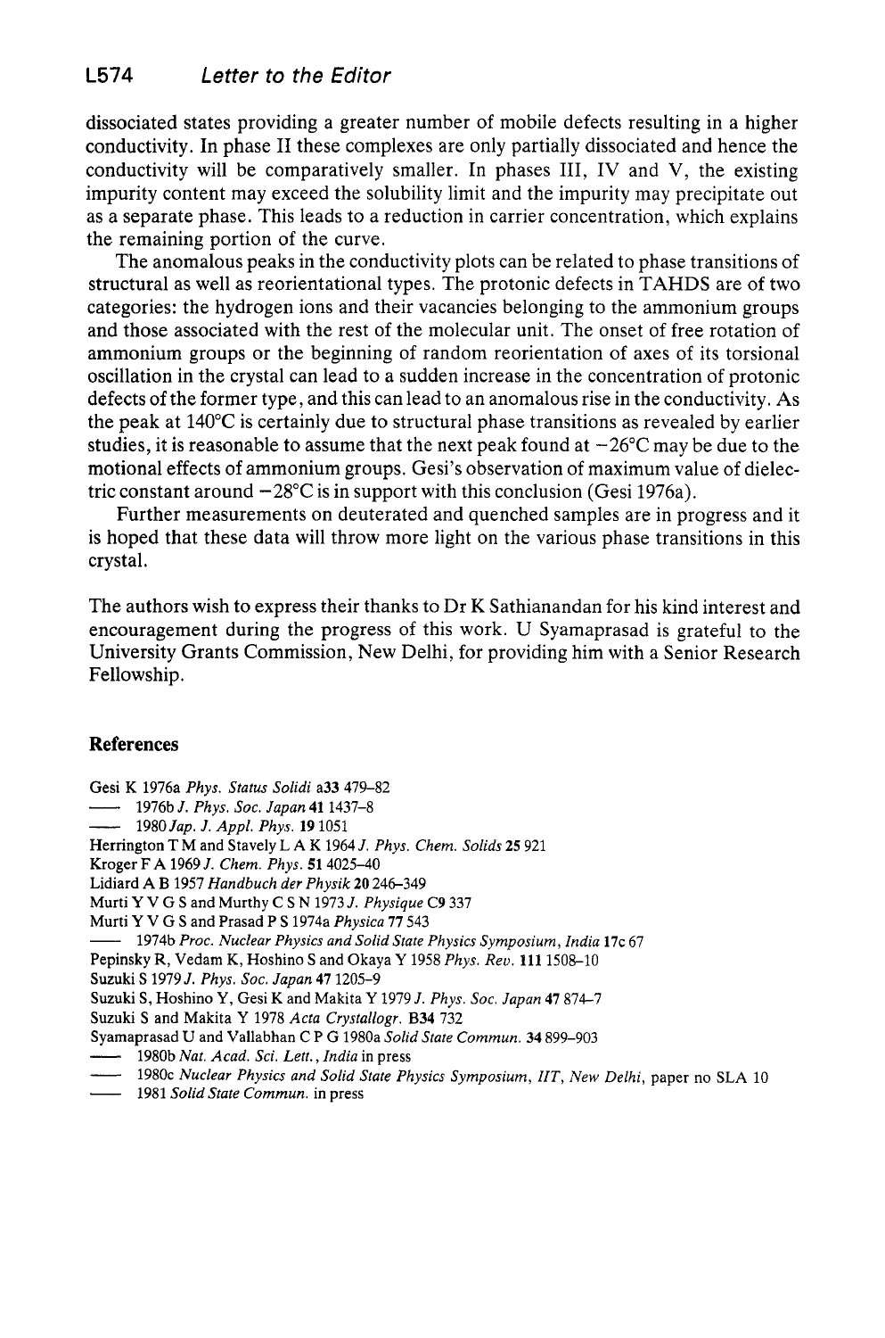dissociated states providing a greater number of mobile defects resulting in a higher conductivity. In phase II these complexes are only partially dissociated and hence the conductivity will be comparatively smaller. In phases III, IV and V, the existing impurity content may exceed the solubility limit and the impurity may precipitate out as a separate phase. This leads to a reduction in carrier concentration, which explains the remaining portion of the curve.

The anomalous peaks in the conductivity plots can be related to phase transitions of structural as well as reorientational types. The protonic defects in TAHDS are of two categories: the hydrogen ions and their vacancies belonging to the ammonium groups and those associated with the rest of the molecular unit. The onset of free rotation of ammonium groups or the beginning of random reorientation of axes of its torsional oscillation in the crystal can lead to a sudden increase in the concentration of protonic defects of the former type, and this can lead to an anomalous rise in the conductivity. As the peak at 140°C is certainly due to structural phase transitions as revealed by earlier studies, it is reasonable to assume that the next peak found at −26°C may be due to the motional effects of ammonium groups. Gesi's observation of maximum value of dielectric constant around −28°C is in support with this conclusion (Gesi 1976a).

Further measurements on deuterated and quenched samples are in progress and it is hoped that these data will throw more light on the various phase transitions in this crystal.

The authors wish to express their thanks to Dr K Sathianandan for his kind interest and encouragement during the progress of this work. U Syamaprasad is grateful to the University Grants Commission, New Delhi, for providing him with a Senior Research Fellowship.

## References

Gesi K 1976a *Phys. Status Solidi* a**33** 479–82
—— 1976b *J. Phys. Soc. Japan* **41** 1437–8
—— 1980 *Jap. J. Appl. Phys.* **19** 1051
Herrington T M and Stavely L A K 1964 *J. Phys. Chem. Solids* **25** 921
Kroger F A 1969 *J. Chem. Phys.* **51** 4025–40
Lidiard A B 1957 *Handbuch der Physik* **20** 246–349
Murti Y V G S and Murthy C S N 1973 *J. Physique* **C9** 337
Murti Y V G S and Prasad P S 1974a *Physica* **77** 543
—— 1974b *Proc. Nuclear Physics and Solid State Physics Symposium, India* **17c** 67
Pepinsky R, Vedam K, Hoshino S and Okaya Y 1958 *Phys. Rev.* **111** 1508–10
Suzuki S 1979 *J. Phys. Soc. Japan* **47** 1205–9
Suzuki S, Hoshino Y, Gesi K and Makita Y 1979 *J. Phys. Soc. Japan* **47** 874–7
Suzuki S and Makita Y 1978 *Acta Crystallogr.* **B34** 732
Syamaprasad U and Vallabhan C P G 1980a *Solid State Commun.* **34** 899–903
—— 1980b *Nat. Acad. Sci. Lett., India* in press
—— 1980c *Nuclear Physics and Solid State Physics Symposium, IIT, New Delhi*, paper no SLA 10
—— 1981 *Solid State Commun.* in press